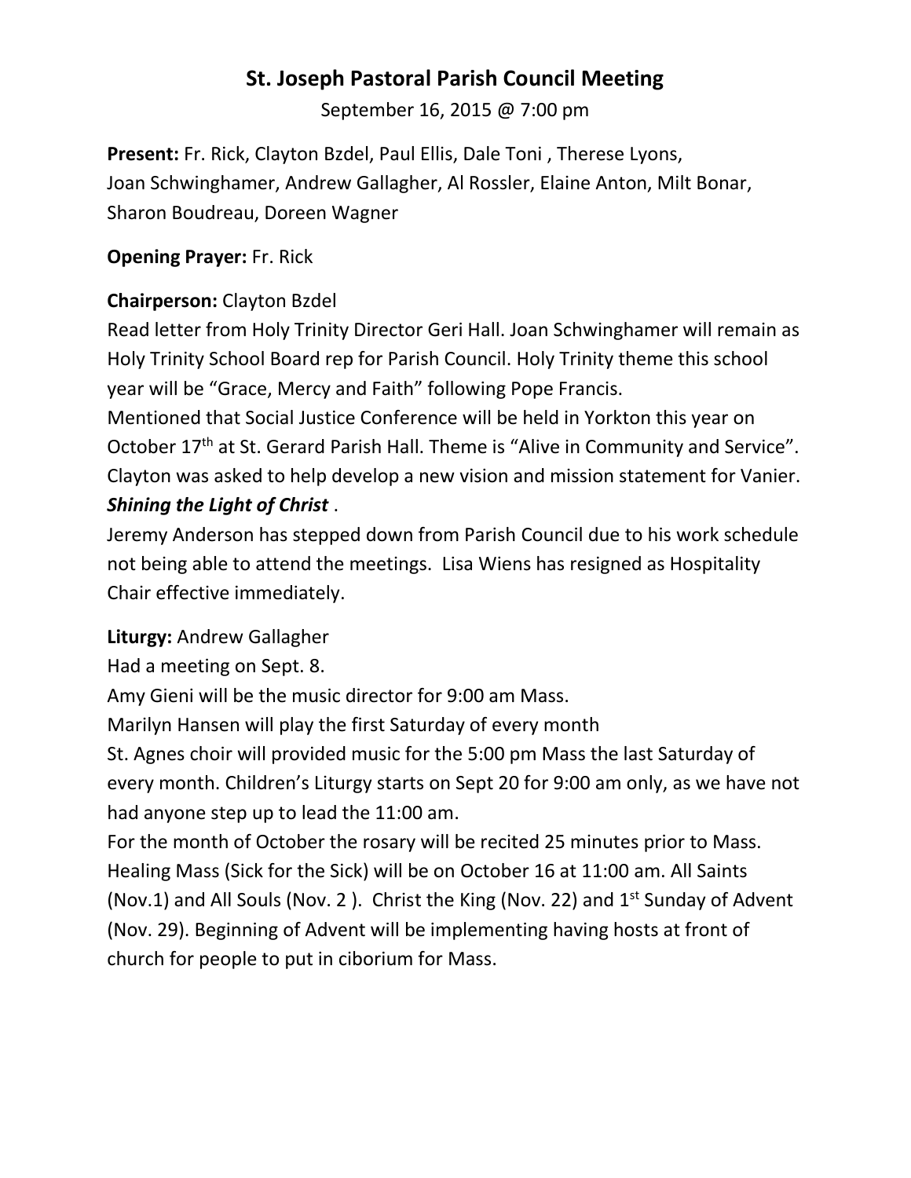# St. Joseph Pastoral Parish Council Meeting

September 16, 2015 @ 7:00 pm

**Present:** Fr. Rick, Clayton Bzdel, Paul Ellis, Dale Toni , Therese Lyons, Joan Schwinghamer, Andrew Gallagher, Al Rossler, Elaine Anton, Milt Bonar, Sharon Boudreau, Doreen Wagner

**Opening Prayer:** Fr. Rick

**Chairperson:** Clayton Bzdel

Read letter from Holy Trinity Director Geri Hall. Joan Schwinghamer will remain as Holy Trinity School Board rep for Parish Council. Holy Trinity theme this school year will be "Grace, Mercy and Faith" following Pope Francis.

Mentioned that Social Justice Conference will be held in Yorkton this year on October 17th at St. Gerard Parish Hall. Theme is "Alive in Community and Service". Clayton was asked to help develop a new vision and mission statement for Vanier. ***Shining the Light of Christ*** .

Jeremy Anderson has stepped down from Parish Council due to his work schedule not being able to attend the meetings. Lisa Wiens has resigned as Hospitality Chair effective immediately.

**Liturgy:** Andrew Gallagher

Had a meeting on Sept. 8.

Amy Gieni will be the music director for 9:00 am Mass.

Marilyn Hansen will play the first Saturday of every month

St. Agnes choir will provided music for the 5:00 pm Mass the last Saturday of every month. Children's Liturgy starts on Sept 20 for 9:00 am only, as we have not had anyone step up to lead the 11:00 am.

For the month of October the rosary will be recited 25 minutes prior to Mass. Healing Mass (Sick for the Sick) will be on October 16 at 11:00 am. All Saints (Nov.1) and All Souls (Nov. 2 ). Christ the King (Nov. 22) and 1st Sunday of Advent (Nov. 29). Beginning of Advent will be implementing having hosts at front of church for people to put in ciborium for Mass.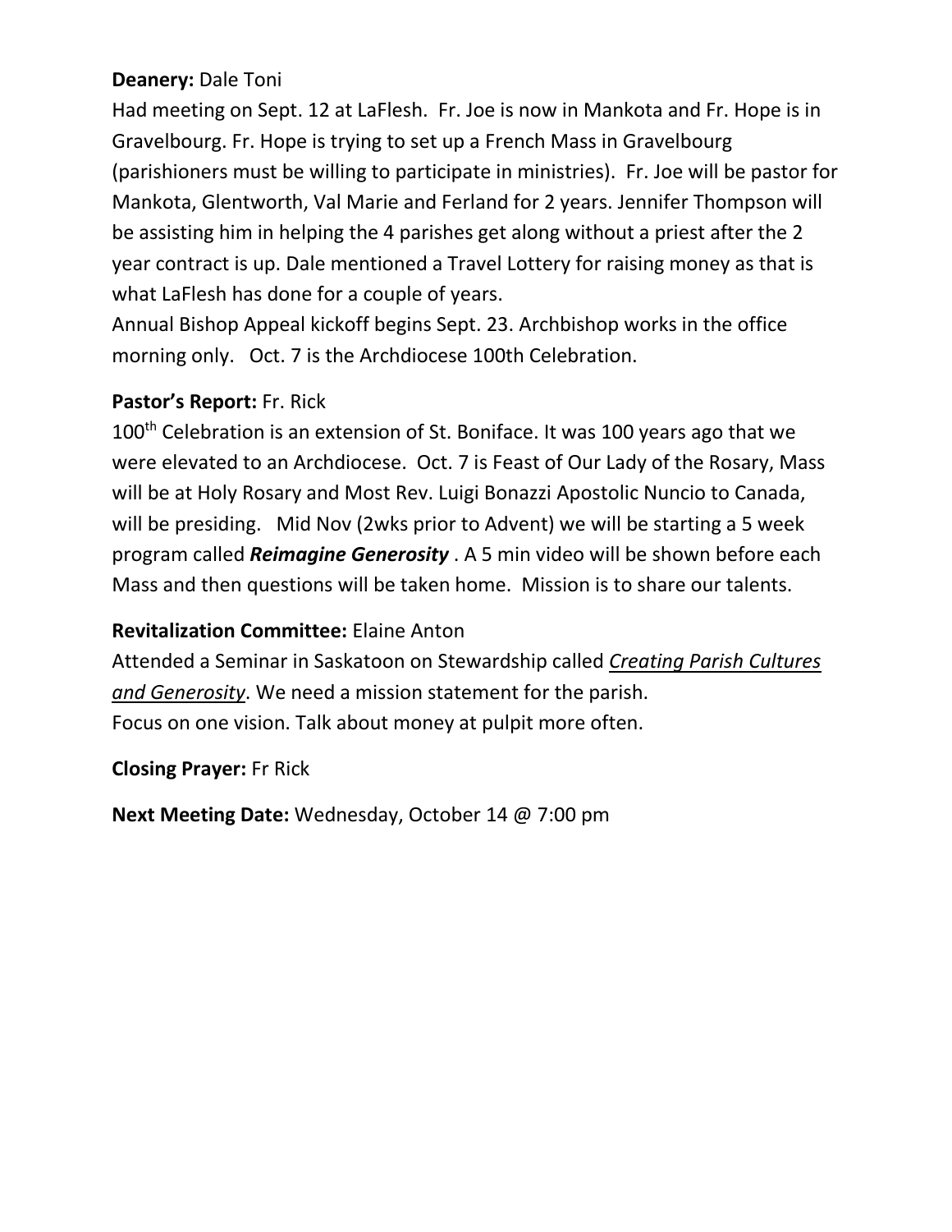**Deanery:** Dale Toni

Had meeting on Sept. 12 at LaFlesh. Fr. Joe is now in Mankota and Fr. Hope is in Gravelbourg. Fr. Hope is trying to set up a French Mass in Gravelbourg (parishioners must be willing to participate in ministries). Fr. Joe will be pastor for Mankota, Glentworth, Val Marie and Ferland for 2 years. Jennifer Thompson will be assisting him in helping the 4 parishes get along without a priest after the 2 year contract is up. Dale mentioned a Travel Lottery for raising money as that is what LaFlesh has done for a couple of years.

Annual Bishop Appeal kickoff begins Sept. 23. Archbishop works in the office morning only. Oct. 7 is the Archdiocese 100th Celebration.

**Pastor's Report:** Fr. Rick

100th Celebration is an extension of St. Boniface. It was 100 years ago that we were elevated to an Archdiocese. Oct. 7 is Feast of Our Lady of the Rosary, Mass will be at Holy Rosary and Most Rev. Luigi Bonazzi Apostolic Nuncio to Canada, will be presiding. Mid Nov (2wks prior to Advent) we will be starting a 5 week program called ***Reimagine Generosity*** . A 5 min video will be shown before each Mass and then questions will be taken home. Mission is to share our talents.

**Revitalization Committee:** Elaine Anton

Attended a Seminar in Saskatoon on Stewardship called *Creating Parish Cultures and Generosity*. We need a mission statement for the parish.
Focus on one vision. Talk about money at pulpit more often.

**Closing Prayer:** Fr Rick

**Next Meeting Date:** Wednesday, October 14 @ 7:00 pm